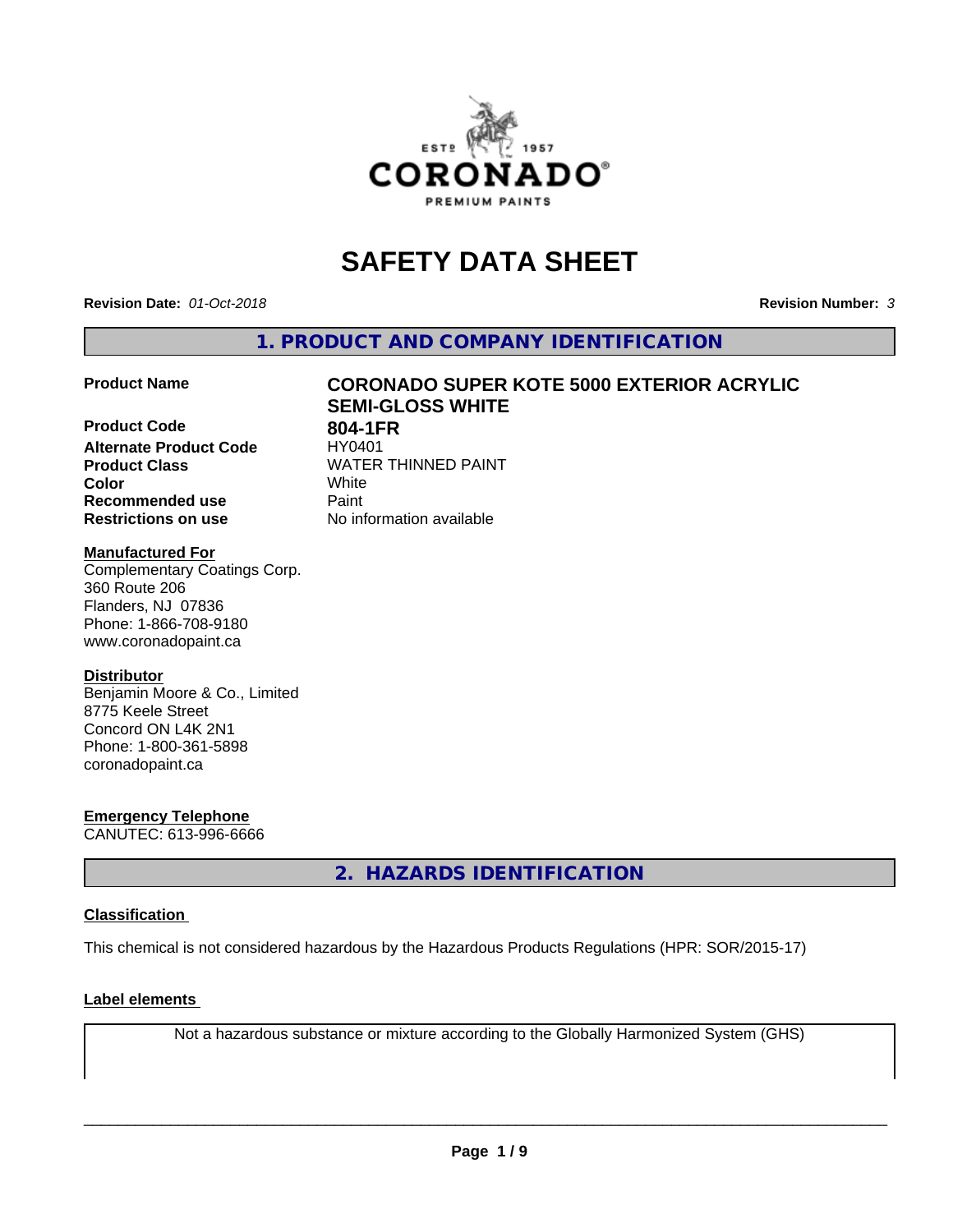# SAFETY DATA SHEET

**Revision Date:** *01-Oct-2018*

**Revision Number:** *3*

## 1. PRODUCT AND COMPANY IDENTIFICATION

| | |
|---|---|
| **Product Name** | **CORONADO SUPER KOTE 5000 EXTERIOR ACRYLIC SEMI-GLOSS WHITE** |
| **Product Code** | **804-1FR** |
| **Alternate Product Code** | HY0401 |
| **Product Class** | WATER THINNED PAINT |
| **Color** | White |
| **Recommended use** | Paint |
| **Restrictions on use** | No information available |

**Manufactured For**
Complementary Coatings Corp.
360 Route 206
Flanders, NJ 07836
Phone: 1-866-708-9180
www.coronadopaint.ca

**Distributor**
Benjamin Moore & Co., Limited
8775 Keele Street
Concord ON L4K 2N1
Phone: 1-800-361-5898
coronadopaint.ca

**Emergency Telephone**
CANUTEC: 613-996-6666

## 2. HAZARDS IDENTIFICATION

**Classification**

This chemical is not considered hazardous by the Hazardous Products Regulations (HPR: SOR/2015-17)

**Label elements**

Not a hazardous substance or mixture according to the Globally Harmonized System (GHS)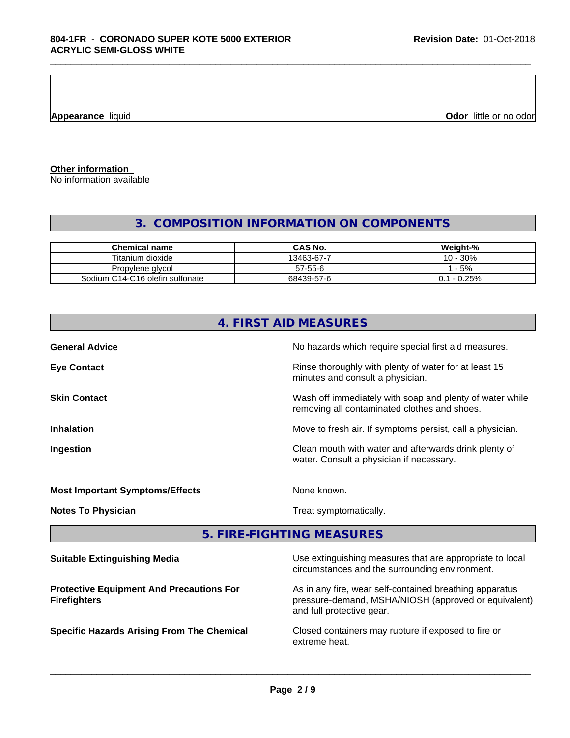| **Appearance** liquid | **Odor** little or no odor |
|---|---|

**Other information**
No information available

## 3. COMPOSITION INFORMATION ON COMPONENTS

| Chemical name | CAS No. | Weight-% |
|---|---|---|
| Titanium dioxide | 13463-67-7 | 10 - 30% |
| Propylene glycol | 57-55-6 | 1 - 5% |
| Sodium C14-C16 olefin sulfonate | 68439-57-6 | 0.1 - 0.25% |

## 4. FIRST AID MEASURES

**General Advice**
No hazards which require special first aid measures.

**Eye Contact**
Rinse thoroughly with plenty of water for at least 15 minutes and consult a physician.

**Skin Contact**
Wash off immediately with soap and plenty of water while removing all contaminated clothes and shoes.

**Inhalation**
Move to fresh air. If symptoms persist, call a physician.

**Ingestion**
Clean mouth with water and afterwards drink plenty of water. Consult a physician if necessary.

**Most Important Symptoms/Effects**
None known.

**Notes To Physician**
Treat symptomatically.

## 5. FIRE-FIGHTING MEASURES

**Suitable Extinguishing Media**
Use extinguishing measures that are appropriate to local circumstances and the surrounding environment.

**Protective Equipment And Precautions For Firefighters**
As in any fire, wear self-contained breathing apparatus pressure-demand, MSHA/NIOSH (approved or equivalent) and full protective gear.

**Specific Hazards Arising From The Chemical**
Closed containers may rupture if exposed to fire or extreme heat.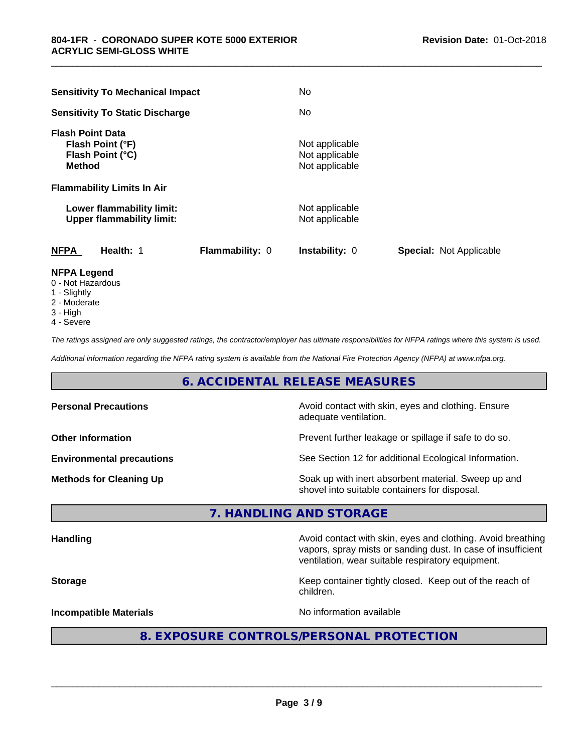| | |
|---|---|
| **Sensitivity To Mechanical Impact** | No |
| **Sensitivity To Static Discharge** | No |
| **Flash Point Data** | |
| **Flash Point (°F)** | Not applicable |
| **Flash Point (°C)** | Not applicable |
| **Method** | Not applicable |
| **Flammability Limits In Air** | |
| **Lower flammability limit:** | Not applicable |
| **Upper flammability limit:** | Not applicable |

| **NFPA** | **Health:** 1 | **Flammability:** 0 | **Instability:** 0 | **Special:** Not Applicable |
|---|---|---|---|---|

**NFPA Legend**
- 0 - Not Hazardous
- 1 - Slightly
- 2 - Moderate
- 3 - High
- 4 - Severe

*The ratings assigned are only suggested ratings, the contractor/employer has ultimate responsibilities for NFPA ratings where this system is used.*

*Additional information regarding the NFPA rating system is available from the National Fire Protection Agency (NFPA) at www.nfpa.org.*

## 6. ACCIDENTAL RELEASE MEASURES

| | |
|---|---|
| **Personal Precautions** | Avoid contact with skin, eyes and clothing. Ensure adequate ventilation. |
| **Other Information** | Prevent further leakage or spillage if safe to do so. |
| **Environmental precautions** | See Section 12 for additional Ecological Information. |
| **Methods for Cleaning Up** | Soak up with inert absorbent material. Sweep up and shovel into suitable containers for disposal. |

## 7. HANDLING AND STORAGE

| | |
|---|---|
| **Handling** | Avoid contact with skin, eyes and clothing. Avoid breathing vapors, spray mists or sanding dust. In case of insufficient ventilation, wear suitable respiratory equipment. |
| **Storage** | Keep container tightly closed. Keep out of the reach of children. |
| **Incompatible Materials** | No information available |

## 8. EXPOSURE CONTROLS/PERSONAL PROTECTION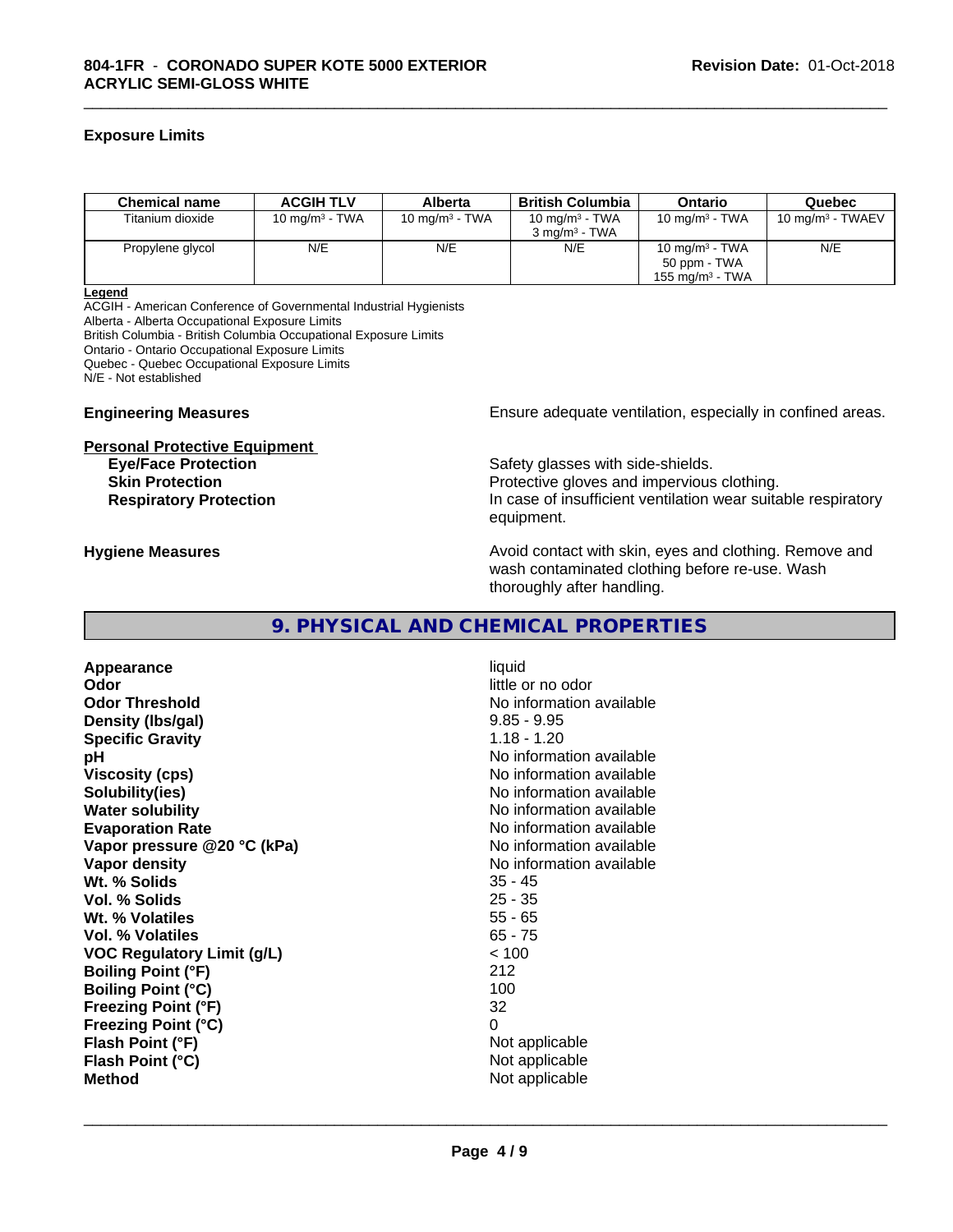## Exposure Limits

| Chemical name | ACGIH TLV | Alberta | British Columbia | Ontario | Quebec |
|---|---|---|---|---|---|
| Titanium dioxide | 10 mg/m³ - TWA | 10 mg/m³ - TWA | 10 mg/m³ - TWA<br>3 mg/m³ - TWA | 10 mg/m³ - TWA | 10 mg/m³ - TWAEV |
| Propylene glycol | N/E | N/E | N/E | 10 mg/m³ - TWA<br>50 ppm - TWA<br>155 mg/m³ - TWA | N/E |

**Legend**
ACGIH - American Conference of Governmental Industrial Hygienists
Alberta - Alberta Occupational Exposure Limits
British Columbia - British Columbia Occupational Exposure Limits
Ontario - Ontario Occupational Exposure Limits
Quebec - Quebec Occupational Exposure Limits
N/E - Not established

**Engineering Measures** Ensure adequate ventilation, especially in confined areas.

**Personal Protective Equipment**

**Eye/Face Protection** Safety glasses with side-shields.
**Skin Protection** Protective gloves and impervious clothing.
**Respiratory Protection** In case of insufficient ventilation wear suitable respiratory equipment.

**Hygiene Measures** Avoid contact with skin, eyes and clothing. Remove and wash contaminated clothing before re-use. Wash thoroughly after handling.

## 9. PHYSICAL AND CHEMICAL PROPERTIES

**Appearance** liquid
**Odor** little or no odor
**Odor Threshold** No information available
**Density (lbs/gal)** 9.85 - 9.95
**Specific Gravity** 1.18 - 1.20
**pH** No information available
**Viscosity (cps)** No information available
**Solubility(ies)** No information available
**Water solubility** No information available
**Evaporation Rate** No information available
**Vapor pressure @20 °C (kPa)** No information available
**Vapor density** No information available
**Wt. % Solids** 35 - 45
**Vol. % Solids** 25 - 35
**Wt. % Volatiles** 55 - 65
**Vol. % Volatiles** 65 - 75
**VOC Regulatory Limit (g/L)** < 100
**Boiling Point (°F)** 212
**Boiling Point (°C)** 100
**Freezing Point (°F)** 32
**Freezing Point (°C)** 0
**Flash Point (°F)** Not applicable
**Flash Point (°C)** Not applicable
**Method** Not applicable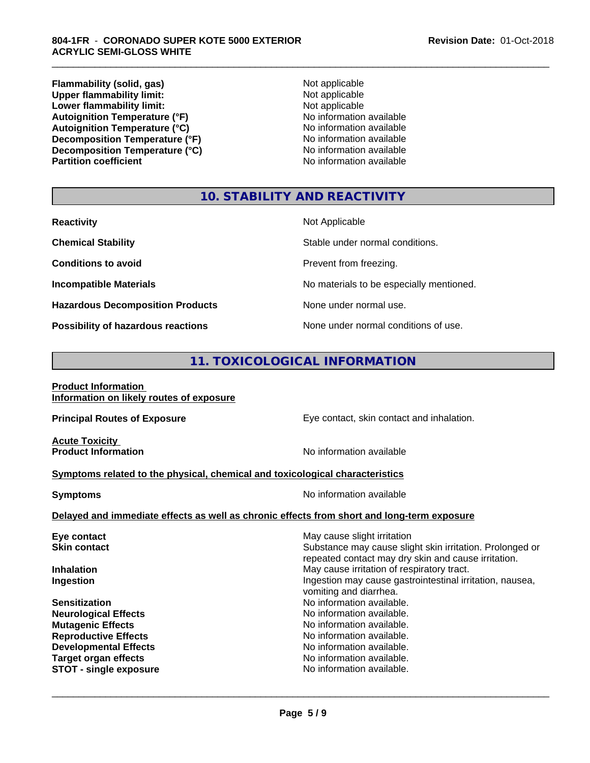| | |
|---|---|
| **Flammability (solid, gas)** | Not applicable |
| **Upper flammability limit:** | Not applicable |
| **Lower flammability limit:** | Not applicable |
| **Autoignition Temperature (°F)** | No information available |
| **Autoignition Temperature (°C)** | No information available |
| **Decomposition Temperature (°F)** | No information available |
| **Decomposition Temperature (°C)** | No information available |
| **Partition coefficient** | No information available |

## 10. STABILITY AND REACTIVITY

| | |
|---|---|
| **Reactivity** | Not Applicable |
| **Chemical Stability** | Stable under normal conditions. |
| **Conditions to avoid** | Prevent from freezing. |
| **Incompatible Materials** | No materials to be especially mentioned. |
| **Hazardous Decomposition Products** | None under normal use. |
| **Possibility of hazardous reactions** | None under normal conditions of use. |

## 11. TOXICOLOGICAL INFORMATION

**Product Information**
**Information on likely routes of exposure**

**Principal Routes of Exposure**: Eye contact, skin contact and inhalation.

**Acute Toxicity**
**Product Information**: No information available

**Symptoms related to the physical, chemical and toxicological characteristics**

**Symptoms**: No information available

**Delayed and immediate effects as well as chronic effects from short and long-term exposure**

| | |
|---|---|
| **Eye contact** | May cause slight irritation |
| **Skin contact** | Substance may cause slight skin irritation. Prolonged or repeated contact may dry skin and cause irritation. |
| **Inhalation** | May cause irritation of respiratory tract. |
| **Ingestion** | Ingestion may cause gastrointestinal irritation, nausea, vomiting and diarrhea. |
| **Sensitization** | No information available. |
| **Neurological Effects** | No information available. |
| **Mutagenic Effects** | No information available. |
| **Reproductive Effects** | No information available. |
| **Developmental Effects** | No information available. |
| **Target organ effects** | No information available. |
| **STOT - single exposure** | No information available. |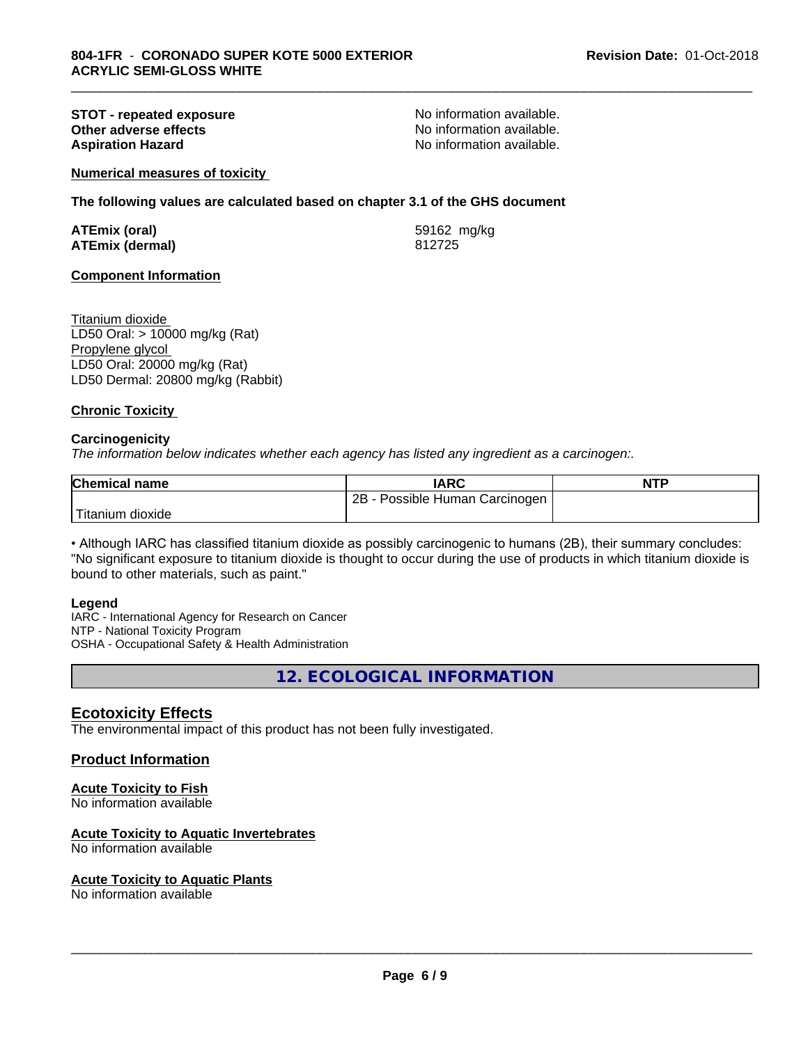**STOT - repeated exposure** No information available.
**Other adverse effects** No information available.
**Aspiration Hazard** No information available.

**Numerical measures of toxicity**

**The following values are calculated based on chapter 3.1 of the GHS document**

**ATEmix (oral)** 59162 mg/kg
**ATEmix (dermal)** 812725

**Component Information**

Titanium dioxide
LD50 Oral: > 10000 mg/kg (Rat)
Propylene glycol
LD50 Oral: 20000 mg/kg (Rat)
LD50 Dermal: 20800 mg/kg (Rabbit)

**Chronic Toxicity**

**Carcinogenicity**
*The information below indicates whether each agency has listed any ingredient as a carcinogen:.*

| Chemical name | IARC | NTP |
|---|---|---|
| Titanium dioxide | 2B - Possible Human Carcinogen | |

• Although IARC has classified titanium dioxide as possibly carcinogenic to humans (2B), their summary concludes: "No significant exposure to titanium dioxide is thought to occur during the use of products in which titanium dioxide is bound to other materials, such as paint."

**Legend**
IARC - International Agency for Research on Cancer
NTP - National Toxicity Program
OSHA - Occupational Safety & Health Administration

## 12. ECOLOGICAL INFORMATION

### Ecotoxicity Effects
The environmental impact of this product has not been fully investigated.

### Product Information

**Acute Toxicity to Fish**
No information available

**Acute Toxicity to Aquatic Invertebrates**
No information available

**Acute Toxicity to Aquatic Plants**
No information available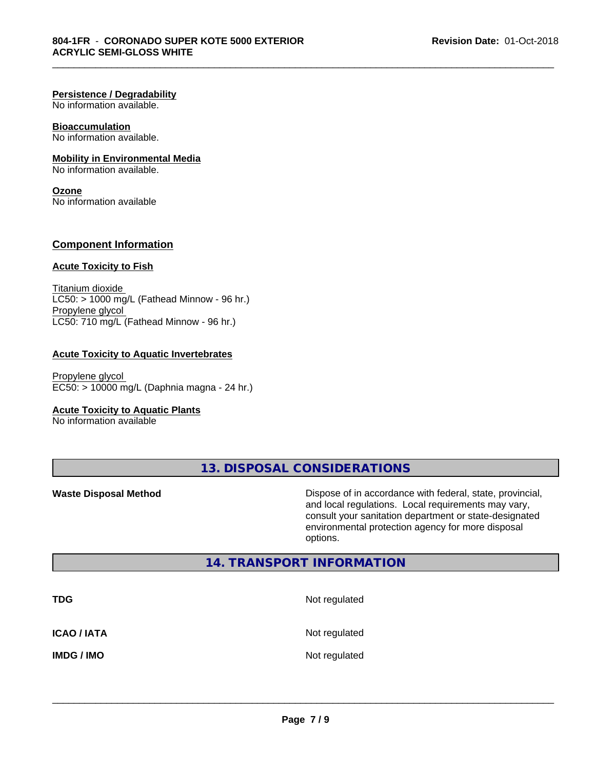**Persistence / Degradability**
No information available.

**Bioaccumulation**
No information available.

**Mobility in Environmental Media**
No information available.

**Ozone**
No information available

## Component Information

**Acute Toxicity to Fish**

Titanium dioxide
LC50: > 1000 mg/L (Fathead Minnow - 96 hr.)
Propylene glycol
LC50: 710 mg/L (Fathead Minnow - 96 hr.)

**Acute Toxicity to Aquatic Invertebrates**

Propylene glycol
EC50: > 10000 mg/L (Daphnia magna - 24 hr.)

**Acute Toxicity to Aquatic Plants**
No information available

# 13. DISPOSAL CONSIDERATIONS

**Waste Disposal Method** — Dispose of in accordance with federal, state, provincial, and local regulations. Local requirements may vary, consult your sanitation department or state-designated environmental protection agency for more disposal options.

# 14. TRANSPORT INFORMATION

| | |
|---|---|
| **TDG** | Not regulated |
| **ICAO / IATA** | Not regulated |
| **IMDG / IMO** | Not regulated |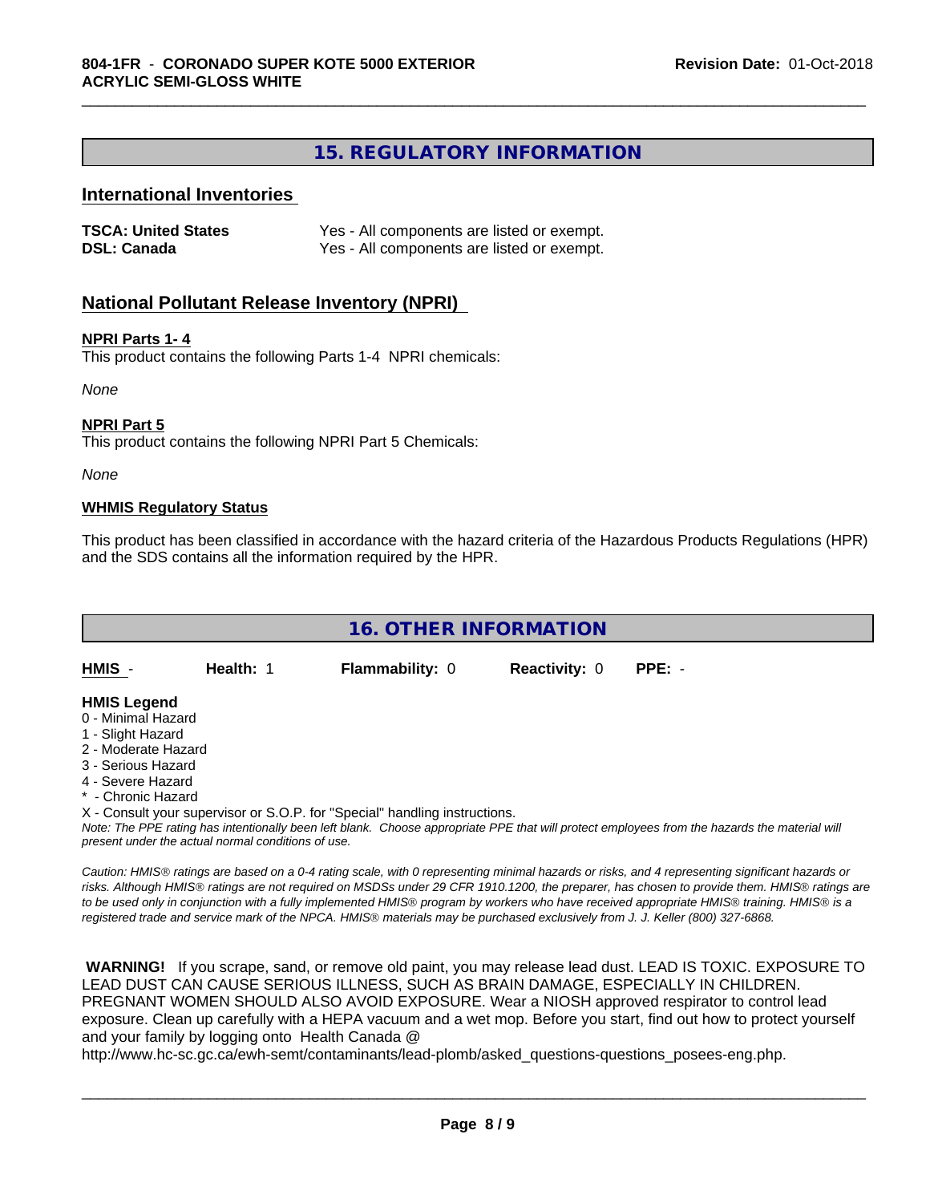## 15. REGULATORY INFORMATION

### International Inventories

| | |
|---|---|
| **TSCA: United States** | Yes - All components are listed or exempt. |
| **DSL: Canada** | Yes - All components are listed or exempt. |

### National Pollutant Release Inventory (NPRI)

**NPRI Parts 1- 4**

This product contains the following Parts 1-4 NPRI chemicals:

*None*

**NPRI Part 5**

This product contains the following NPRI Part 5 Chemicals:

*None*

**WHMIS Regulatory Status**

This product has been classified in accordance with the hazard criteria of the Hazardous Products Regulations (HPR) and the SDS contains all the information required by the HPR.

## 16. OTHER INFORMATION

| HMIS - | Health: 1 | Flammability: 0 | Reactivity: 0 | PPE: - |
|---|---|---|---|---|

**HMIS Legend**

0 - Minimal Hazard
1 - Slight Hazard
2 - Moderate Hazard
3 - Serious Hazard
4 - Severe Hazard
* - Chronic Hazard
X - Consult your supervisor or S.O.P. for "Special" handling instructions.

*Note: The PPE rating has intentionally been left blank. Choose appropriate PPE that will protect employees from the hazards the material will present under the actual normal conditions of use.*

*Caution: HMIS® ratings are based on a 0-4 rating scale, with 0 representing minimal hazards or risks, and 4 representing significant hazards or risks. Although HMIS® ratings are not required on MSDSs under 29 CFR 1910.1200, the preparer, has chosen to provide them. HMIS® ratings are to be used only in conjunction with a fully implemented HMIS® program by workers who have received appropriate HMIS® training. HMIS® is a registered trade and service mark of the NPCA. HMIS® materials may be purchased exclusively from J. J. Keller (800) 327-6868.*

**WARNING!** If you scrape, sand, or remove old paint, you may release lead dust. LEAD IS TOXIC. EXPOSURE TO LEAD DUST CAN CAUSE SERIOUS ILLNESS, SUCH AS BRAIN DAMAGE, ESPECIALLY IN CHILDREN. PREGNANT WOMEN SHOULD ALSO AVOID EXPOSURE. Wear a NIOSH approved respirator to control lead exposure. Clean up carefully with a HEPA vacuum and a wet mop. Before you start, find out how to protect yourself and your family by logging onto Health Canada @ http://www.hc-sc.gc.ca/ewh-semt/contaminants/lead-plomb/asked_questions-questions_posees-eng.php.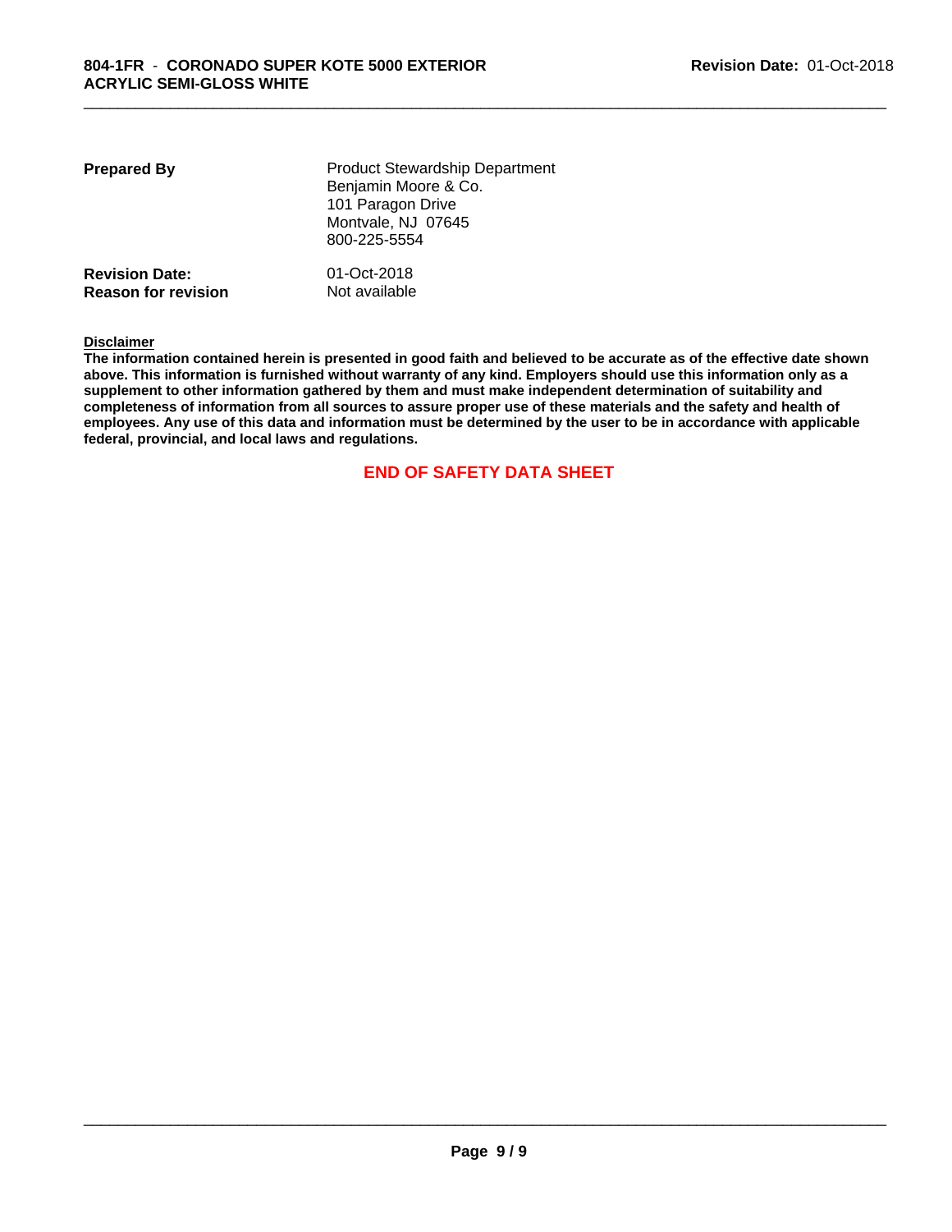| | |
|---|---|
| **Prepared By** | Product Stewardship Department<br>Benjamin Moore & Co.<br>101 Paragon Drive<br>Montvale, NJ 07645<br>800-225-5554 |
| **Revision Date:** | 01-Oct-2018 |
| **Reason for revision** | Not available |

**Disclaimer**

**The information contained herein is presented in good faith and believed to be accurate as of the effective date shown above. This information is furnished without warranty of any kind. Employers should use this information only as a supplement to other information gathered by them and must make independent determination of suitability and completeness of information from all sources to assure proper use of these materials and the safety and health of employees. Any use of this data and information must be determined by the user to be in accordance with applicable federal, provincial, and local laws and regulations.**

**END OF SAFETY DATA SHEET**